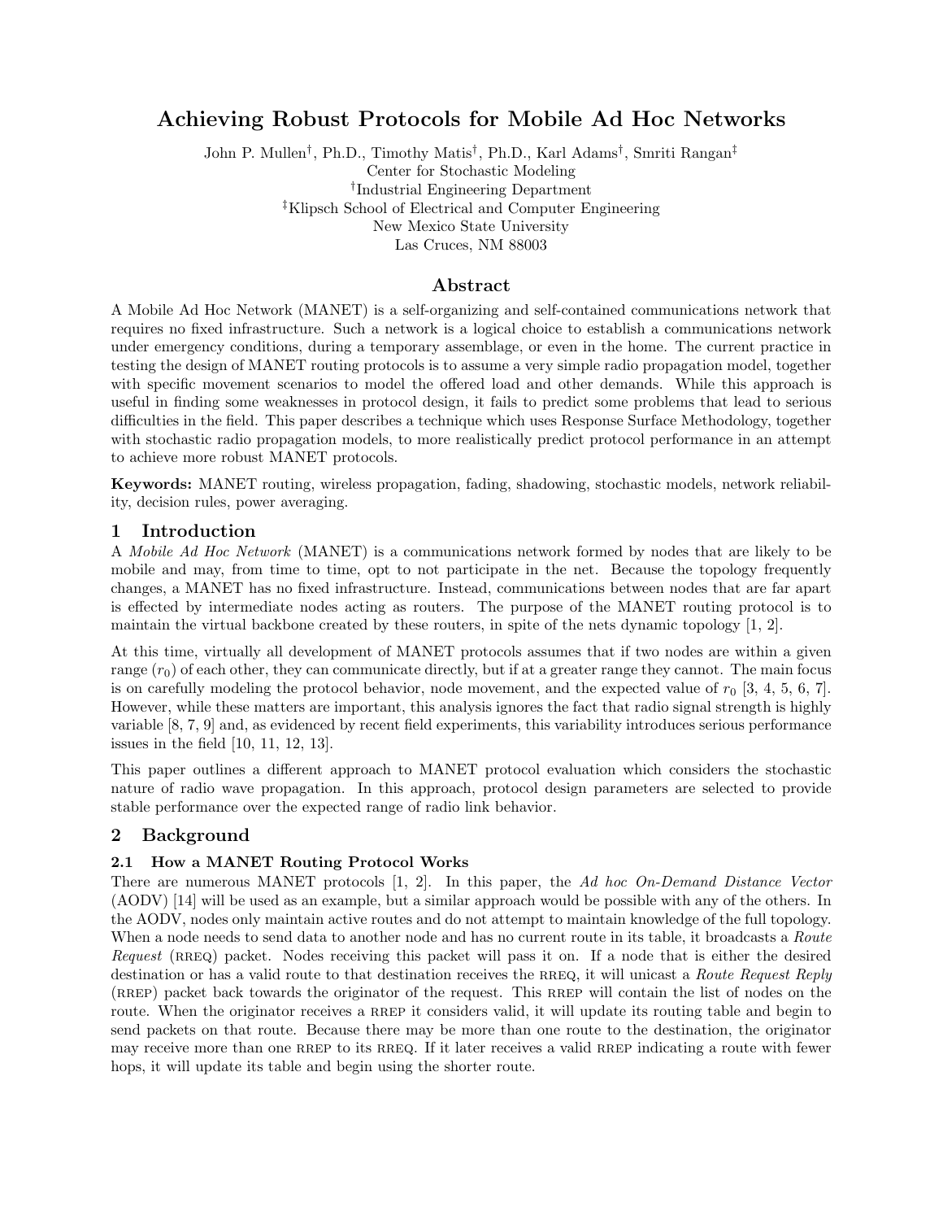# Achieving Robust Protocols for Mobile Ad Hoc Networks

John P. Mullen[†], Ph.D., Timothy Matis[†], Ph.D., Karl Adams[†], Smriti Rangan[‡]
Center for Stochastic Modeling
[†]Industrial Engineering Department
[‡]Klipsch School of Electrical and Computer Engineering
New Mexico State University
Las Cruces, NM 88003

## Abstract

A Mobile Ad Hoc Network (MANET) is a self-organizing and self-contained communications network that requires no fixed infrastructure. Such a network is a logical choice to establish a communications network under emergency conditions, during a temporary assemblage, or even in the home. The current practice in testing the design of MANET routing protocols is to assume a very simple radio propagation model, together with specific movement scenarios to model the offered load and other demands. While this approach is useful in finding some weaknesses in protocol design, it fails to predict some problems that lead to serious difficulties in the field. This paper describes a technique which uses Response Surface Methodology, together with stochastic radio propagation models, to more realistically predict protocol performance in an attempt to achieve more robust MANET protocols.

**Keywords:** MANET routing, wireless propagation, fading, shadowing, stochastic models, network reliability, decision rules, power averaging.

## 1 Introduction

A *Mobile Ad Hoc Network* (MANET) is a communications network formed by nodes that are likely to be mobile and may, from time to time, opt to not participate in the net. Because the topology frequently changes, a MANET has no fixed infrastructure. Instead, communications between nodes that are far apart is effected by intermediate nodes acting as routers. The purpose of the MANET routing protocol is to maintain the virtual backbone created by these routers, in spite of the nets dynamic topology [1, 2].

At this time, virtually all development of MANET protocols assumes that if two nodes are within a given range ($r_0$) of each other, they can communicate directly, but if at a greater range they cannot. The main focus is on carefully modeling the protocol behavior, node movement, and the expected value of $r_0$ [3, 4, 5, 6, 7]. However, while these matters are important, this analysis ignores the fact that radio signal strength is highly variable [8, 7, 9] and, as evidenced by recent field experiments, this variability introduces serious performance issues in the field [10, 11, 12, 13].

This paper outlines a different approach to MANET protocol evaluation which considers the stochastic nature of radio wave propagation. In this approach, protocol design parameters are selected to provide stable performance over the expected range of radio link behavior.

## 2 Background

### 2.1 How a MANET Routing Protocol Works

There are numerous MANET protocols [1, 2]. In this paper, the *Ad hoc On-Demand Distance Vector* (AODV) [14] will be used as an example, but a similar approach would be possible with any of the others. In the AODV, nodes only maintain active routes and do not attempt to maintain knowledge of the full topology. When a node needs to send data to another node and has no current route in its table, it broadcasts a *Route Request* (RREQ) packet. Nodes receiving this packet will pass it on. If a node that is either the desired destination or has a valid route to that destination receives the RREQ, it will unicast a *Route Request Reply* (RREP) packet back towards the originator of the request. This RREP will contain the list of nodes on the route. When the originator receives a RREP it considers valid, it will update its routing table and begin to send packets on that route. Because there may be more than one route to the destination, the originator may receive more than one RREP to its RREQ. If it later receives a valid RREP indicating a route with fewer hops, it will update its table and begin using the shorter route.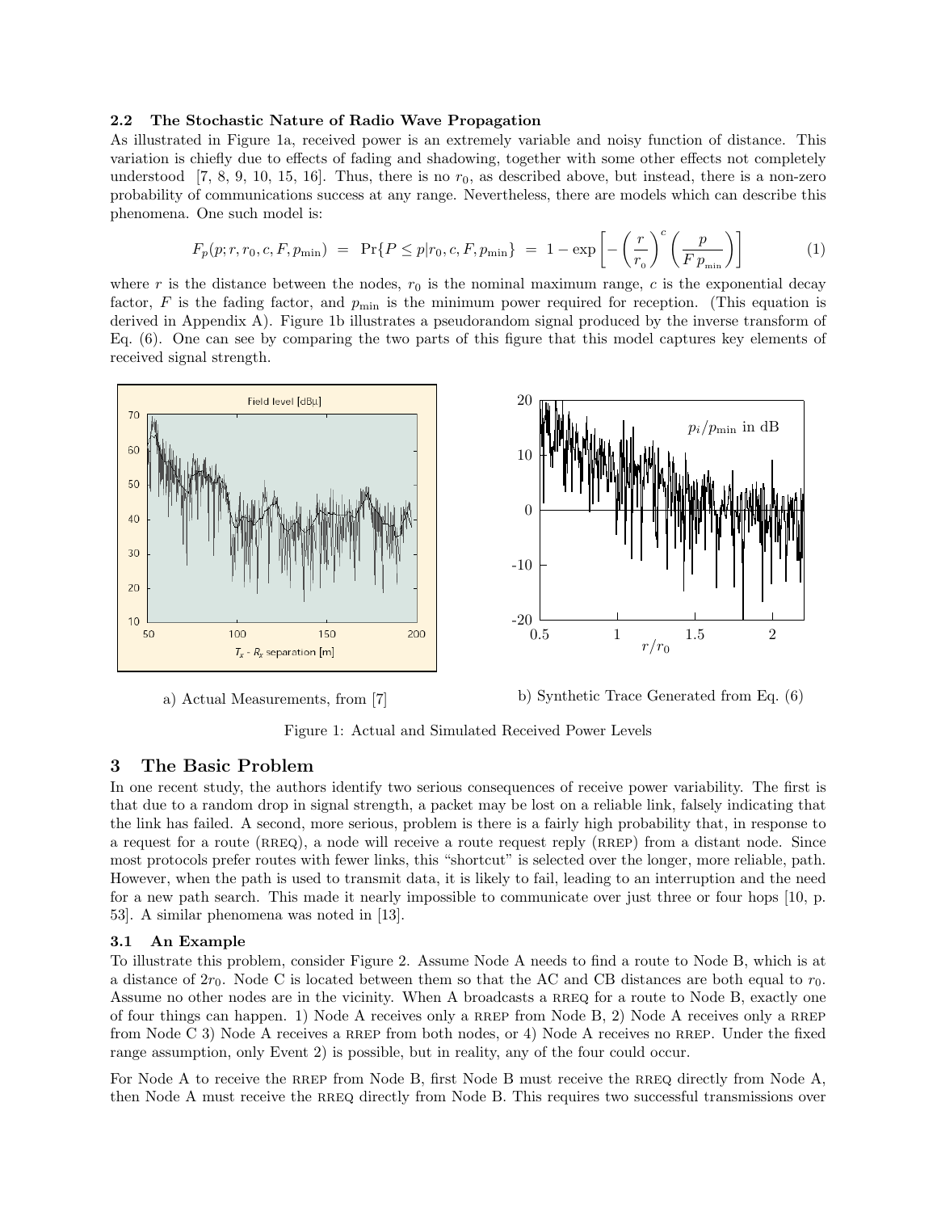### 2.2 The Stochastic Nature of Radio Wave Propagation

As illustrated in Figure 1a, received power is an extremely variable and noisy function of distance. This variation is chiefly due to effects of fading and shadowing, together with some other effects not completely understood [7, 8, 9, 10, 15, 16]. Thus, there is no $r_0$, as described above, but instead, there is a non-zero probability of communications success at any range. Nevertheless, there are models which can describe this phenomena. One such model is:

$$F_p(p; r, r_0, c, F, p_{\min}) \;=\; \Pr\{P \leq p | r_0, c, F, p_{\min}\} \;=\; 1 - \exp\left[-\left(\frac{r}{r_0}\right)^c \left(\frac{p}{F\,p_{\min}}\right)\right] \tag{1}$$

where $r$ is the distance between the nodes, $r_0$ is the nominal maximum range, $c$ is the exponential decay factor, $F$ is the fading factor, and $p_{\min}$ is the minimum power required for reception. (This equation is derived in Appendix A). Figure 1b illustrates a pseudorandom signal produced by the inverse transform of Eq. (6). One can see by comparing the two parts of this figure that this model captures key elements of received signal strength.

a) Actual Measurements, from [7]

b) Synthetic Trace Generated from Eq. (6)

Figure 1: Actual and Simulated Received Power Levels

# 3 The Basic Problem

In one recent study, the authors identify two serious consequences of receive power variability. The first is that due to a random drop in signal strength, a packet may be lost on a reliable link, falsely indicating that the link has failed. A second, more serious, problem is there is a fairly high probability that, in response to a request for a route (RREQ), a node will receive a route request reply (RREP) from a distant node. Since most protocols prefer routes with fewer links, this "shortcut" is selected over the longer, more reliable, path. However, when the path is used to transmit data, it is likely to fail, leading to an interruption and the need for a new path search. This made it nearly impossible to communicate over just three or four hops [10, p. 53]. A similar phenomena was noted in [13].

### 3.1 An Example

To illustrate this problem, consider Figure 2. Assume Node A needs to find a route to Node B, which is at a distance of $2r_0$. Node C is located between them so that the AC and CB distances are both equal to $r_0$. Assume no other nodes are in the vicinity. When A broadcasts a RREQ for a route to Node B, exactly one of four things can happen. 1) Node A receives only a RREP from Node B, 2) Node A receives only a RREP from Node C 3) Node A receives a RREP from both nodes, or 4) Node A receives no RREP. Under the fixed range assumption, only Event 2) is possible, but in reality, any of the four could occur.

For Node A to receive the RREP from Node B, first Node B must receive the RREQ directly from Node A, then Node A must receive the RREQ directly from Node B. This requires two successful transmissions over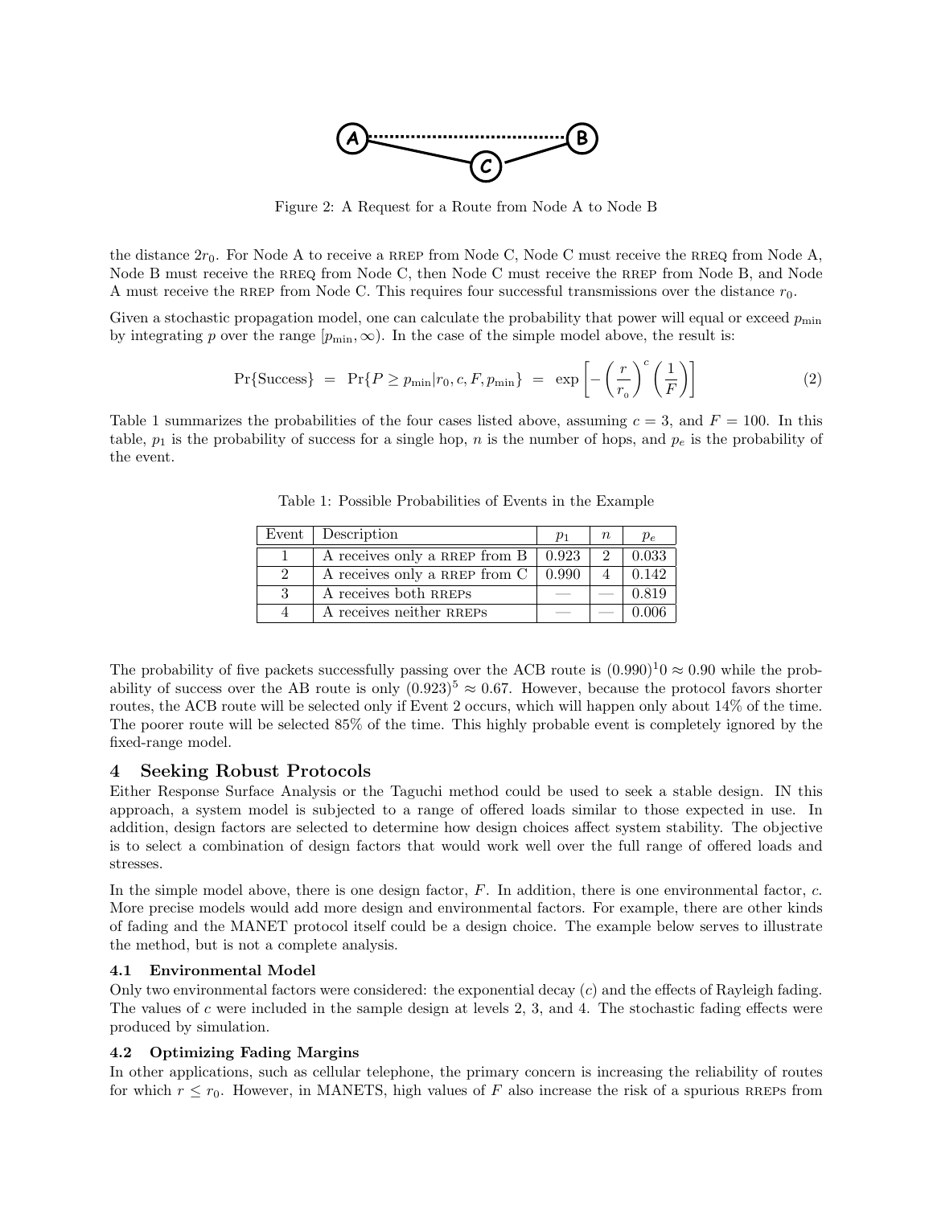Figure 2: A Request for a Route from Node A to Node B

the distance $2r_0$. For Node A to receive a RREP from Node C, Node C must receive the RREQ from Node A, Node B must receive the RREQ from Node C, then Node C must receive the RREP from Node B, and Node A must receive the RREP from Node C. This requires four successful transmissions over the distance $r_0$.

Given a stochastic propagation model, one can calculate the probability that power will equal or exceed $p_{\min}$ by integrating $p$ over the range $[p_{\min}, \infty)$. In the case of the simple model above, the result is:

$$\Pr\{\text{Success}\} \;=\; \Pr\{P \geq p_{\min} | r_0, c, F, p_{\min}\} \;=\; \exp\left[-\left(\frac{r}{r_0}\right)^c \left(\frac{1}{F}\right)\right] \tag{2}$$

Table 1 summarizes the probabilities of the four cases listed above, assuming $c = 3$, and $F = 100$. In this table, $p_1$ is the probability of success for a single hop, $n$ is the number of hops, and $p_e$ is the probability of the event.

Table 1: Possible Probabilities of Events in the Example

| Event | Description | $p_1$ | $n$ | $p_e$ |
|---|---|---|---|---|
| 1 | A receives only a RREP from B | 0.923 | 2 | 0.033 |
| 2 | A receives only a RREP from C | 0.990 | 4 | 0.142 |
| 3 | A receives both RREPs | — | — | 0.819 |
| 4 | A receives neither RREPs | — | — | 0.006 |

The probability of five packets successfully passing over the ACB route is $(0.990)^10 \approx 0.90$ while the probability of success over the AB route is only $(0.923)^5 \approx 0.67$. However, because the protocol favors shorter routes, the ACB route will be selected only if Event 2 occurs, which will happen only about 14% of the time. The poorer route will be selected 85% of the time. This highly probable event is completely ignored by the fixed-range model.

## 4 Seeking Robust Protocols

Either Response Surface Analysis or the Taguchi method could be used to seek a stable design. IN this approach, a system model is subjected to a range of offered loads similar to those expected in use. In addition, design factors are selected to determine how design choices affect system stability. The objective is to select a combination of design factors that would work well over the full range of offered loads and stresses.

In the simple model above, there is one design factor, $F$. In addition, there is one environmental factor, $c$. More precise models would add more design and environmental factors. For example, there are other kinds of fading and the MANET protocol itself could be a design choice. The example below serves to illustrate the method, but is not a complete analysis.

### 4.1 Environmental Model

Only two environmental factors were considered: the exponential decay ($c$) and the effects of Rayleigh fading. The values of $c$ were included in the sample design at levels 2, 3, and 4. The stochastic fading effects were produced by simulation.

### 4.2 Optimizing Fading Margins

In other applications, such as cellular telephone, the primary concern is increasing the reliability of routes for which $r \leq r_0$. However, in MANETS, high values of $F$ also increase the risk of a spurious RREPs from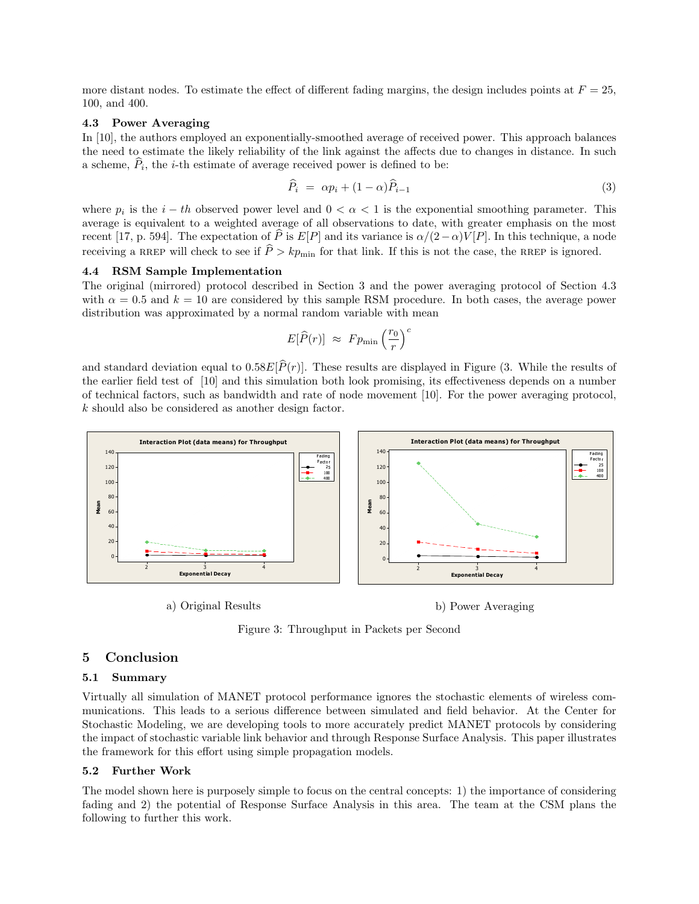more distant nodes. To estimate the effect of different fading margins, the design includes points at $F = 25$, 100, and 400.

### 4.3 Power Averaging

In [10], the authors employed an exponentially-smoothed average of received power. This approach balances the need to estimate the likely reliability of the link against the affects due to changes in distance. In such a scheme, $\widehat{P}_i$, the $i$-th estimate of average received power is defined to be:

$$\widehat{P}_i \;=\; \alpha p_i + (1-\alpha)\widehat{P}_{i-1} \tag{3}$$

where $p_i$ is the $i-th$ observed power level and $0 < \alpha < 1$ is the exponential smoothing parameter. This average is equivalent to a weighted average of all observations to date, with greater emphasis on the most recent [17, p. 594]. The expectation of $\widehat{P}$ is $E[P]$ and its variance is $\alpha/(2-\alpha)V[P]$. In this technique, a node receiving a RREP will check to see if $\widehat{P} > kp_{\min}$ for that link. If this is not the case, the RREP is ignored.

### 4.4 RSM Sample Implementation

The original (mirrored) protocol described in Section 3 and the power averaging protocol of Section 4.3 with $\alpha = 0.5$ and $k = 10$ are considered by this sample RSM procedure. In both cases, the average power distribution was approximated by a normal random variable with mean

$$E[\widehat{P}(r)] \;\approx\; Fp_{\min}\left(\frac{r_0}{r}\right)^c$$

and standard deviation equal to $0.58E[\widehat{P}(r)]$. These results are displayed in Figure (3. While the results of the earlier field test of [10] and this simulation both look promising, its effectiveness depends on a number of technical factors, such as bandwidth and rate of node movement [10]. For the power averaging protocol, $k$ should also be considered as another design factor.

a) Original Results

b) Power Averaging

Figure 3: Throughput in Packets per Second

## 5 Conclusion

### 5.1 Summary

Virtually all simulation of MANET protocol performance ignores the stochastic elements of wireless communications. This leads to a serious difference between simulated and field behavior. At the Center for Stochastic Modeling, we are developing tools to more accurately predict MANET protocols by considering the impact of stochastic variable link behavior and through Response Surface Analysis. This paper illustrates the framework for this effort using simple propagation models.

### 5.2 Further Work

The model shown here is purposely simple to focus on the central concepts: 1) the importance of considering fading and 2) the potential of Response Surface Analysis in this area. The team at the CSM plans the following to further this work.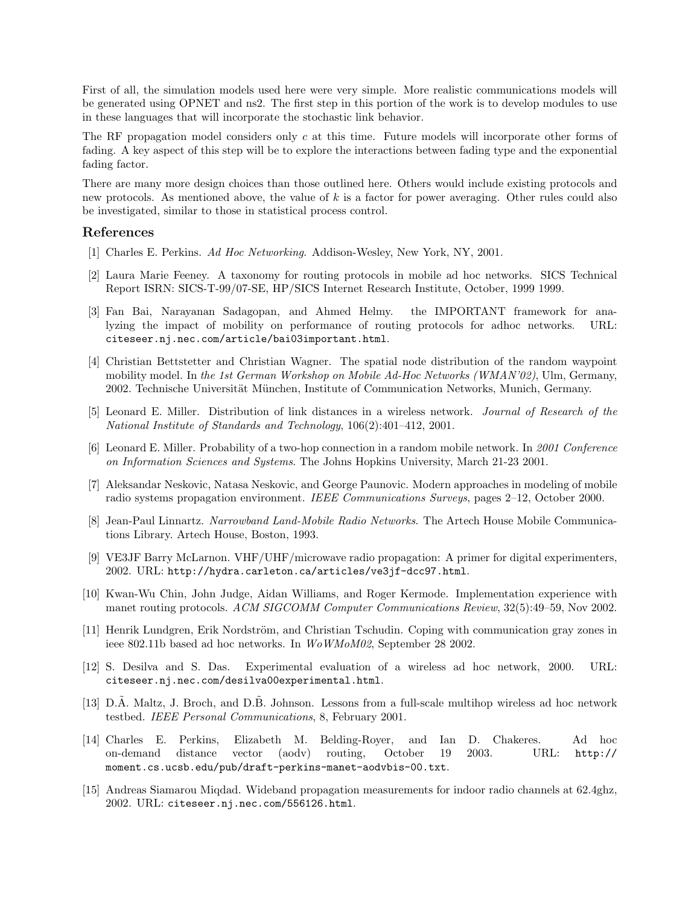First of all, the simulation models used here were very simple. More realistic communications models will be generated using OPNET and ns2. The first step in this portion of the work is to develop modules to use in these languages that will incorporate the stochastic link behavior.

The RF propagation model considers only $c$ at this time. Future models will incorporate other forms of fading. A key aspect of this step will be to explore the interactions between fading type and the exponential fading factor.

There are many more design choices than those outlined here. Others would include existing protocols and new protocols. As mentioned above, the value of $k$ is a factor for power averaging. Other rules could also be investigated, similar to those in statistical process control.

## References

[1] Charles E. Perkins. *Ad Hoc Networking*. Addison-Wesley, New York, NY, 2001.

[2] Laura Marie Feeney. A taxonomy for routing protocols in mobile ad hoc networks. SICS Technical Report ISRN: SICS-T-99/07-SE, HP/SICS Internet Research Institute, October, 1999 1999.

[3] Fan Bai, Narayanan Sadagopan, and Ahmed Helmy. the IMPORTANT framework for analyzing the impact of mobility on performance of routing protocols for adhoc networks. URL: `citeseer.nj.nec.com/article/bai03important.html`.

[4] Christian Bettstetter and Christian Wagner. The spatial node distribution of the random waypoint mobility model. In *the 1st German Workshop on Mobile Ad-Hoc Networks (WMAN'02)*, Ulm, Germany, 2002. Technische Universität München, Institute of Communication Networks, Munich, Germany.

[5] Leonard E. Miller. Distribution of link distances in a wireless network. *Journal of Research of the National Institute of Standards and Technology*, 106(2):401–412, 2001.

[6] Leonard E. Miller. Probability of a two-hop connection in a random mobile network. In *2001 Conference on Information Sciences and Systems*. The Johns Hopkins University, March 21-23 2001.

[7] Aleksandar Neskovic, Natasa Neskovic, and George Paunovic. Modern approaches in modeling of mobile radio systems propagation environment. *IEEE Communications Surveys*, pages 2–12, October 2000.

[8] Jean-Paul Linnartz. *Narrowband Land-Mobile Radio Networks*. The Artech House Mobile Communications Library. Artech House, Boston, 1993.

[9] VE3JF Barry McLarnon. VHF/UHF/microwave radio propagation: A primer for digital experimenters, 2002. URL: `http://hydra.carleton.ca/articles/ve3jf-dcc97.html`.

[10] Kwan-Wu Chin, John Judge, Aidan Williams, and Roger Kermode. Implementation experience with manet routing protocols. *ACM SIGCOMM Computer Communications Review*, 32(5):49–59, Nov 2002.

[11] Henrik Lundgren, Erik Nordström, and Christian Tschudin. Coping with communication gray zones in ieee 802.11b based ad hoc networks. In *WoWMoM02*, September 28 2002.

[12] S. Desilva and S. Das. Experimental evaluation of a wireless ad hoc network, 2000. URL: `citeseer.nj.nec.com/desilva00experimental.html`.

[13] D.Ã. Maltz, J. Broch, and D.B̃. Johnson. Lessons from a full-scale multihop wireless ad hoc network testbed. *IEEE Personal Communications*, 8, February 2001.

[14] Charles E. Perkins, Elizabeth M. Belding-Royer, and Ian D. Chakeres. Ad hoc on-demand distance vector (aodv) routing, October 19 2003. URL: `http://moment.cs.ucsb.edu/pub/draft-perkins-manet-aodvbis-00.txt`.

[15] Andreas Siamarou Miqdad. Wideband propagation measurements for indoor radio channels at 62.4ghz, 2002. URL: `citeseer.nj.nec.com/556126.html`.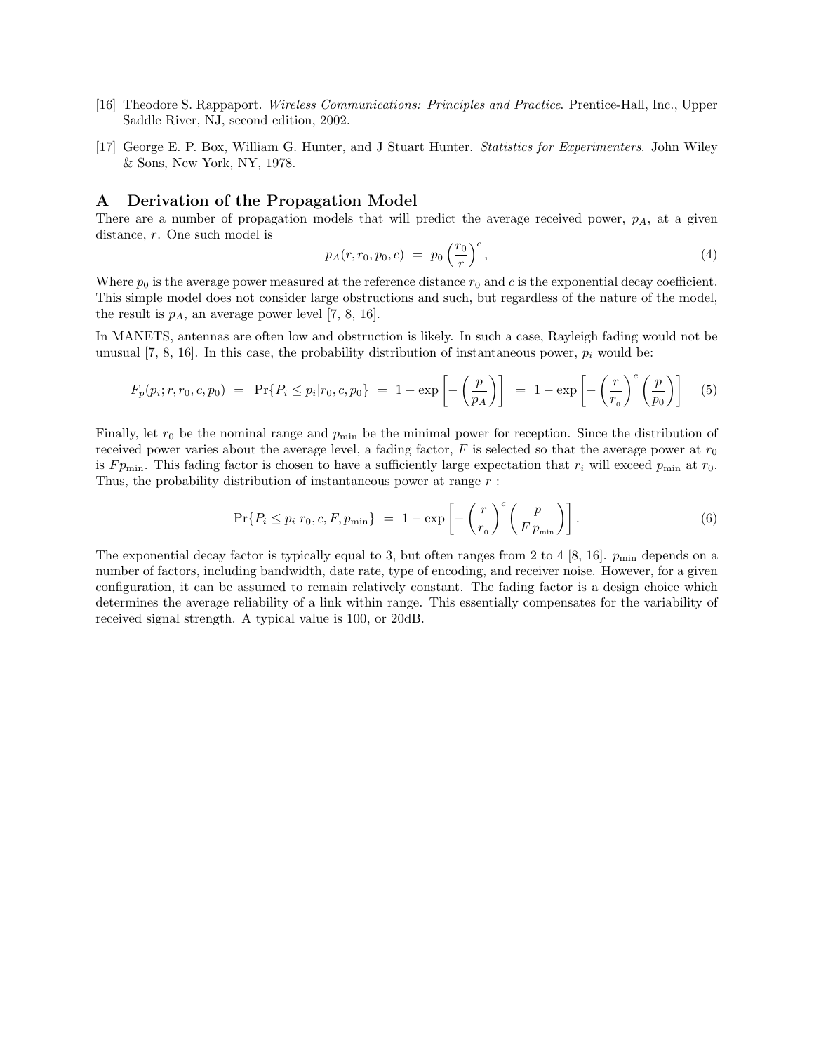[16] Theodore S. Rappaport. *Wireless Communications: Principles and Practice*. Prentice-Hall, Inc., Upper Saddle River, NJ, second edition, 2002.

[17] George E. P. Box, William G. Hunter, and J Stuart Hunter. *Statistics for Experimenters*. John Wiley & Sons, New York, NY, 1978.

# A Derivation of the Propagation Model

There are a number of propagation models that will predict the average received power, $p_A$, at a given distance, $r$. One such model is

$$p_A(r, r_0, p_0, c) \;=\; p_0 \left(\frac{r_0}{r}\right)^c, \tag{4}$$

Where $p_0$ is the average power measured at the reference distance $r_0$ and $c$ is the exponential decay coefficient. This simple model does not consider large obstructions and such, but regardless of the nature of the model, the result is $p_A$, an average power level [7, 8, 16].

In MANETS, antennas are often low and obstruction is likely. In such a case, Rayleigh fading would not be unusual [7, 8, 16]. In this case, the probability distribution of instantaneous power, $p_i$ would be:

$$F_p(p_i; r, r_0, c, p_0) \;=\; \Pr\{P_i \leq p_i | r_0, c, p_0\} \;=\; 1 - \exp\left[-\left(\frac{p}{p_A}\right)\right] \;=\; 1 - \exp\left[-\left(\frac{r}{r_0}\right)^c \left(\frac{p}{p_0}\right)\right] \tag{5}$$

Finally, let $r_0$ be the nominal range and $p_{\min}$ be the minimal power for reception. Since the distribution of received power varies about the average level, a fading factor, $F$ is selected so that the average power at $r_0$ is $F p_{\min}$. This fading factor is chosen to have a sufficiently large expectation that $r_i$ will exceed $p_{\min}$ at $r_0$. Thus, the probability distribution of instantaneous power at range $r$ :

$$\Pr\{P_i \leq p_i | r_0, c, F, p_{\min}\} \;=\; 1 - \exp\left[-\left(\frac{r}{r_0}\right)^c \left(\frac{p}{F\, p_{\min}}\right)\right]. \tag{6}$$

The exponential decay factor is typically equal to 3, but often ranges from 2 to 4 [8, 16]. $p_{\min}$ depends on a number of factors, including bandwidth, date rate, type of encoding, and receiver noise. However, for a given configuration, it can be assumed to remain relatively constant. The fading factor is a design choice which determines the average reliability of a link within range. This essentially compensates for the variability of received signal strength. A typical value is 100, or 20dB.